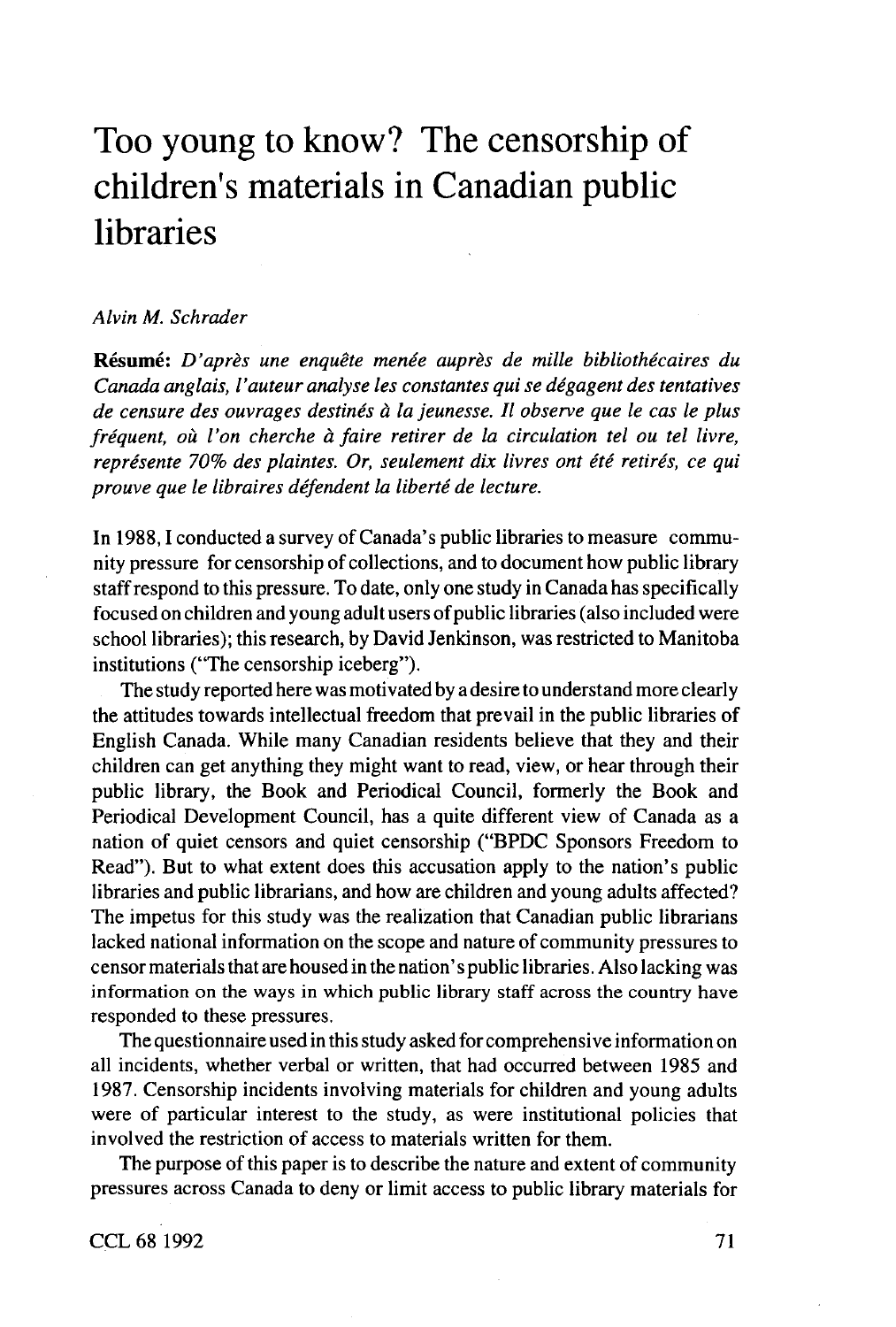# Too young to know? The censorship of children's materials in Canadian public libraries

*Alvin M. Schrader*

**Résumé:** *D'après une enquête menée auprès de mille bibliothécaires du Canada anglais, l'auteur analyse les constantes qui se dégagent des tentatives de censure des ouvrages destinés à la jeunesse. Il observe que le cas le plus fréquent, où l'on cherche à faire retirer de la circulation tel ou tel livre, représente 70% des plaintes. Or, seulement dix livres ont été retirés, ce qui prouve que le libraires défendent la liberté de lecture.*

In 1988, I conducted a survey of Canada's public libraries to measure community pressure for censorship of collections, and to document how public library staff respond to this pressure. To date, only one study in Canada has specifically focused on children and young adult users of public libraries (also included were school libraries); this research, by David Jenkinson, was restricted to Manitoba institutions ("The censorship iceberg").

The study reported here was motivated by a desire to understand more clearly the attitudes towards intellectual freedom that prevail in the public libraries of English Canada. While many Canadian residents believe that they and their children can get anything they might want to read, view, or hear through their public library, the Book and Periodical Council, formerly the Book and Periodical Development Council, has a quite different view of Canada as a nation of quiet censors and quiet censorship ("BPDC Sponsors Freedom to Read"). But to what extent does this accusation apply to the nation's public libraries and public librarians, and how are children and young adults affected? The impetus for this study was the realization that Canadian public librarians lacked national information on the scope and nature of community pressures to censor materials that are housed in the nation's public libraries. Also lacking was information on the ways in which public library staff across the country have responded to these pressures.

The questionnaire used in this study asked for comprehensive information on all incidents, whether verbal or written, that had occurred between 1985 and 1987. Censorship incidents involving materials for children and young adults were of particular interest to the study, as were institutional policies that involved the restriction of access to materials written for them.

The purpose of this paper is to describe the nature and extent of community pressures across Canada to deny or limit access to public library materials for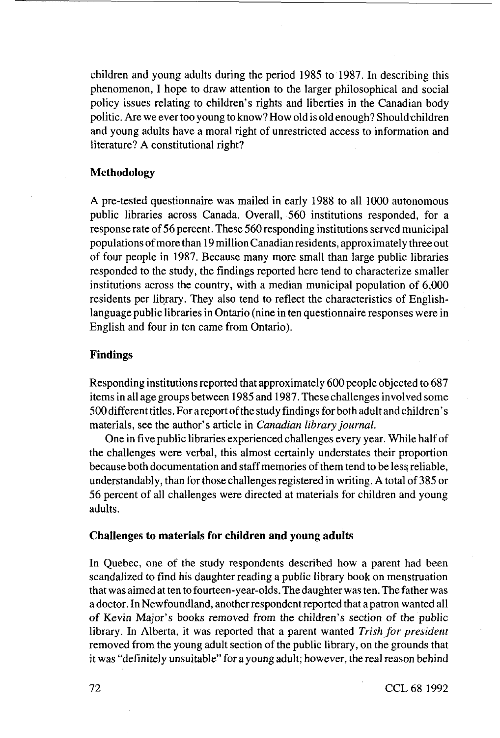children and young adults during the period 1985 to 1987. In describing this phenomenon, I hope to draw attention to the larger philosophical and social policy issues relating to children's rights and liberties in the Canadian body politic. Are we ever too young to know? How old is old enough? Should children and young adults have a moral right of unrestricted access to information and literature? A constitutional right?

## Methodology

A pre-tested questionnaire was mailed in early 1988 to all 1000 autonomous public libraries across Canada. Overall, 560 institutions responded, for a response rate of 56 percent. These 560 responding institutions served municipal populations of more than 19 million Canadian residents, approximately three out of four people in 1987. Because many more small than large public libraries responded to the study, the findings reported here tend to characterize smaller institutions across the country, with a median municipal population of 6,000 residents per library. They also tend to reflect the characteristics of English-language public libraries in Ontario (nine in ten questionnaire responses were in English and four in ten came from Ontario).

## Findings

Responding institutions reported that approximately 600 people objected to 687 items in all age groups between 1985 and 1987. These challenges involved some 500 different titles. For a report of the study findings for both adult and children's materials, see the author's article in *Canadian library journal.*

One in five public libraries experienced challenges every year. While half of the challenges were verbal, this almost certainly understates their proportion because both documentation and staff memories of them tend to be less reliable, understandably, than for those challenges registered in writing. A total of 385 or 56 percent of all challenges were directed at materials for children and young adults.

## Challenges to materials for children and young adults

In Quebec, one of the study respondents described how a parent had been scandalized to find his daughter reading a public library book on menstruation that was aimed at ten to fourteen-year-olds. The daughter was ten. The father was a doctor. In Newfoundland, another respondent reported that a patron wanted all of Kevin Major's books removed from the children's section of the public library. In Alberta, it was reported that a parent wanted *Trish for president* removed from the young adult section of the public library, on the grounds that it was "definitely unsuitable" for a young adult; however, the real reason behind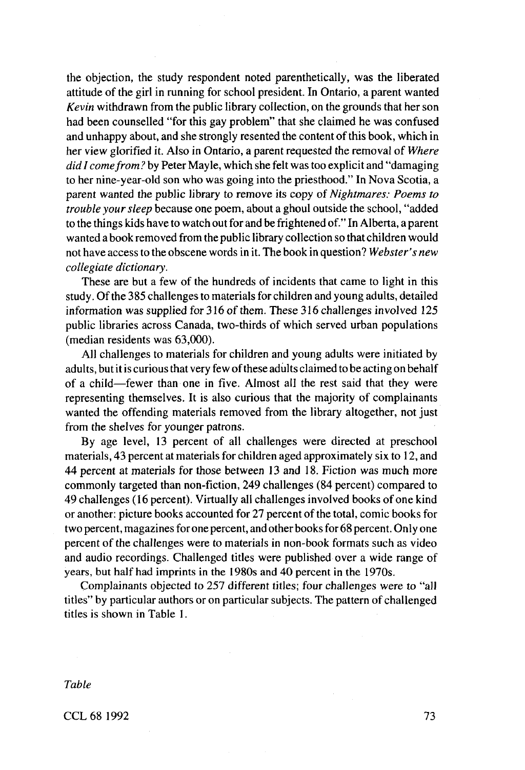the objection, the study respondent noted parenthetically, was the liberated attitude of the girl in running for school president. In Ontario, a parent wanted *Kevin* withdrawn from the public library collection, on the grounds that her son had been counselled "for this gay problem" that she claimed he was confused and unhappy about, and she strongly resented the content of this book, which in her view glorified it. Also in Ontario, a parent requested the removal of *Where did I come from?* by Peter Mayle, which she felt was too explicit and "damaging to her nine-year-old son who was going into the priesthood." In Nova Scotia, a parent wanted the public library to remove its copy of *Nightmares: Poems to trouble your sleep* because one poem, about a ghoul outside the school, "added to the things kids have to watch out for and be frightened of." In Alberta, a parent wanted a book removed from the public library collection so that children would not have access to the obscene words in it. The book in question? *Webster's new collegiate dictionary.*

These are but a few of the hundreds of incidents that came to light in this study. Of the 385 challenges to materials for children and young adults, detailed information was supplied for 316 of them. These 316 challenges involved 125 public libraries across Canada, two-thirds of which served urban populations (median residents was 63,000).

All challenges to materials for children and young adults were initiated by adults, but it is curious that very few of these adults claimed to be acting on behalf of a child—fewer than one in five. Almost all the rest said that they were representing themselves. It is also curious that the majority of complainants wanted the offending materials removed from the library altogether, not just from the shelves for younger patrons.

By age level, 13 percent of all challenges were directed at preschool materials, 43 percent at materials for children aged approximately six to 12, and 44 percent at materials for those between 13 and 18. Fiction was much more commonly targeted than non-fiction, 249 challenges (84 percent) compared to 49 challenges (16 percent). Virtually all challenges involved books of one kind or another: picture books accounted for 27 percent of the total, comic books for two percent, magazines for one percent, and other books for 68 percent. Only one percent of the challenges were to materials in non-book formats such as video and audio recordings. Challenged titles were published over a wide range of years, but half had imprints in the 1980s and 40 percent in the 1970s.

Complainants objected to 257 different titles; four challenges were to "all titles" by particular authors or on particular subjects. The pattern of challenged titles is shown in Table 1.

*Table*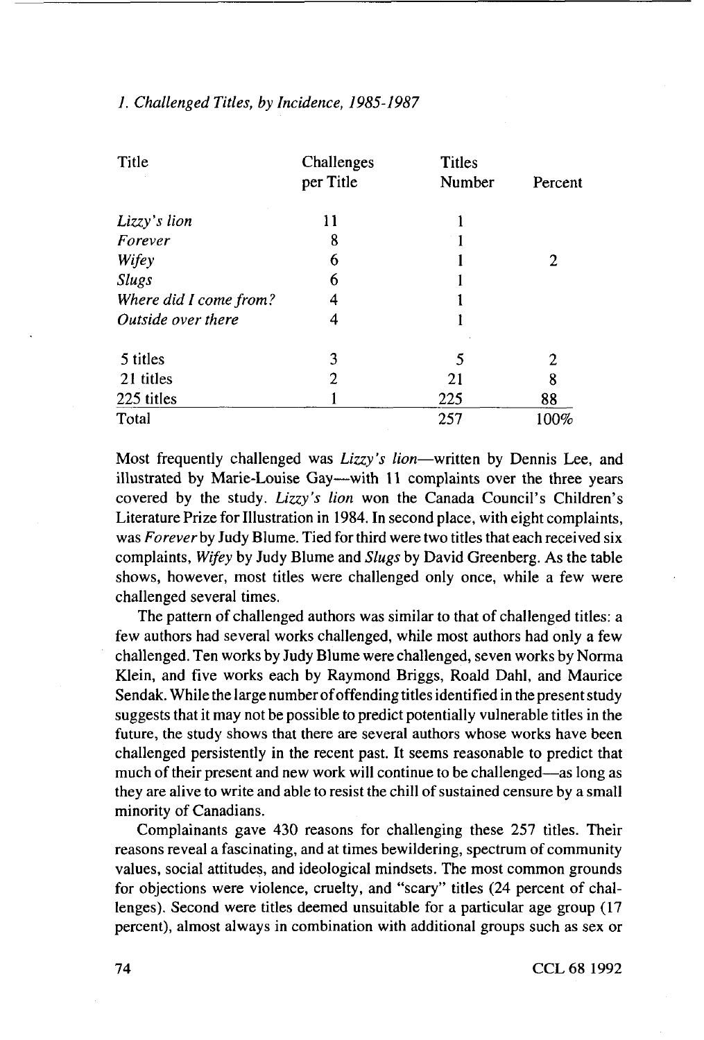*1. Challenged Titles, by Incidence, 1985-1987*

| Title | Challenges per Title | Titles Number | Percent |
|---|---|---|---|
| *Lizzy's lion* | 11 | 1 | |
| *Forever* | 8 | 1 | |
| *Wifey* | 6 | 1 | 2 |
| *Slugs* | 6 | 1 | |
| *Where did I come from?* | 4 | 1 | |
| *Outside over there* | 4 | 1 | |
| 5 titles | 3 | 5 | 2 |
| 21 titles | 2 | 21 | 8 |
| 225 titles | 1 | 225 | 88 |
| Total | | 257 | 100% |

Most frequently challenged was *Lizzy's lion*—written by Dennis Lee, and illustrated by Marie-Louise Gay—with 11 complaints over the three years covered by the study. *Lizzy's lion* won the Canada Council's Children's Literature Prize for Illustration in 1984. In second place, with eight complaints, was *Forever* by Judy Blume. Tied for third were two titles that each received six complaints, *Wifey* by Judy Blume and *Slugs* by David Greenberg. As the table shows, however, most titles were challenged only once, while a few were challenged several times.

The pattern of challenged authors was similar to that of challenged titles: a few authors had several works challenged, while most authors had only a few challenged. Ten works by Judy Blume were challenged, seven works by Norma Klein, and five works each by Raymond Briggs, Roald Dahl, and Maurice Sendak. While the large number of offending titles identified in the present study suggests that it may not be possible to predict potentially vulnerable titles in the future, the study shows that there are several authors whose works have been challenged persistently in the recent past. It seems reasonable to predict that much of their present and new work will continue to be challenged—as long as they are alive to write and able to resist the chill of sustained censure by a small minority of Canadians.

Complainants gave 430 reasons for challenging these 257 titles. Their reasons reveal a fascinating, and at times bewildering, spectrum of community values, social attitudes, and ideological mindsets. The most common grounds for objections were violence, cruelty, and "scary" titles (24 percent of challenges). Second were titles deemed unsuitable for a particular age group (17 percent), almost always in combination with additional groups such as sex or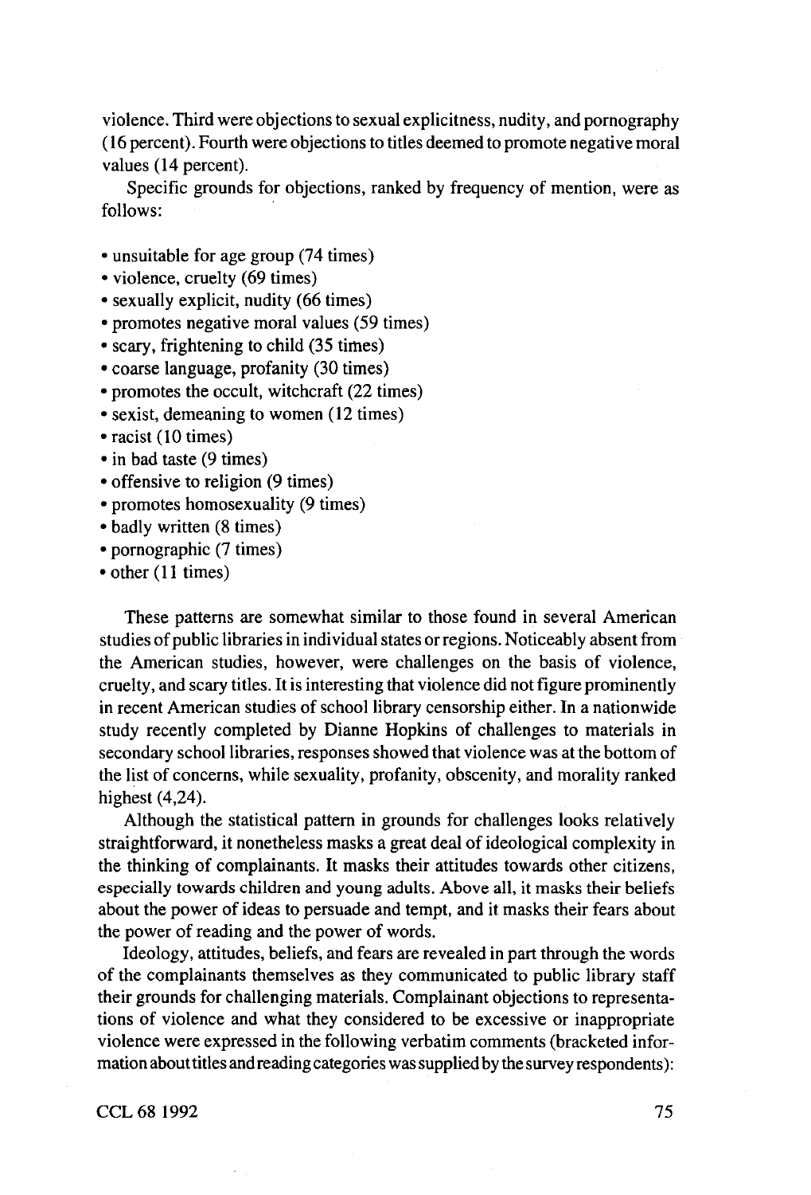violence. Third were objections to sexual explicitness, nudity, and pornography (16 percent). Fourth were objections to titles deemed to promote negative moral values (14 percent).

Specific grounds for objections, ranked by frequency of mention, were as follows:

- unsuitable for age group (74 times)
- violence, cruelty (69 times)
- sexually explicit, nudity (66 times)
- promotes negative moral values (59 times)
- scary, frightening to child (35 times)
- coarse language, profanity (30 times)
- promotes the occult, witchcraft (22 times)
- sexist, demeaning to women (12 times)
- racist (10 times)
- in bad taste (9 times)
- offensive to religion (9 times)
- promotes homosexuality (9 times)
- badly written (8 times)
- pornographic (7 times)
- other (11 times)

These patterns are somewhat similar to those found in several American studies of public libraries in individual states or regions. Noticeably absent from the American studies, however, were challenges on the basis of violence, cruelty, and scary titles. It is interesting that violence did not figure prominently in recent American studies of school library censorship either. In a nationwide study recently completed by Dianne Hopkins of challenges to materials in secondary school libraries, responses showed that violence was at the bottom of the list of concerns, while sexuality, profanity, obscenity, and morality ranked highest (4,24).

Although the statistical pattern in grounds for challenges looks relatively straightforward, it nonetheless masks a great deal of ideological complexity in the thinking of complainants. It masks their attitudes towards other citizens, especially towards children and young adults. Above all, it masks their beliefs about the power of ideas to persuade and tempt, and it masks their fears about the power of reading and the power of words.

Ideology, attitudes, beliefs, and fears are revealed in part through the words of the complainants themselves as they communicated to public library staff their grounds for challenging materials. Complainant objections to representations of violence and what they considered to be excessive or inappropriate violence were expressed in the following verbatim comments (bracketed information about titles and reading categories was supplied by the survey respondents):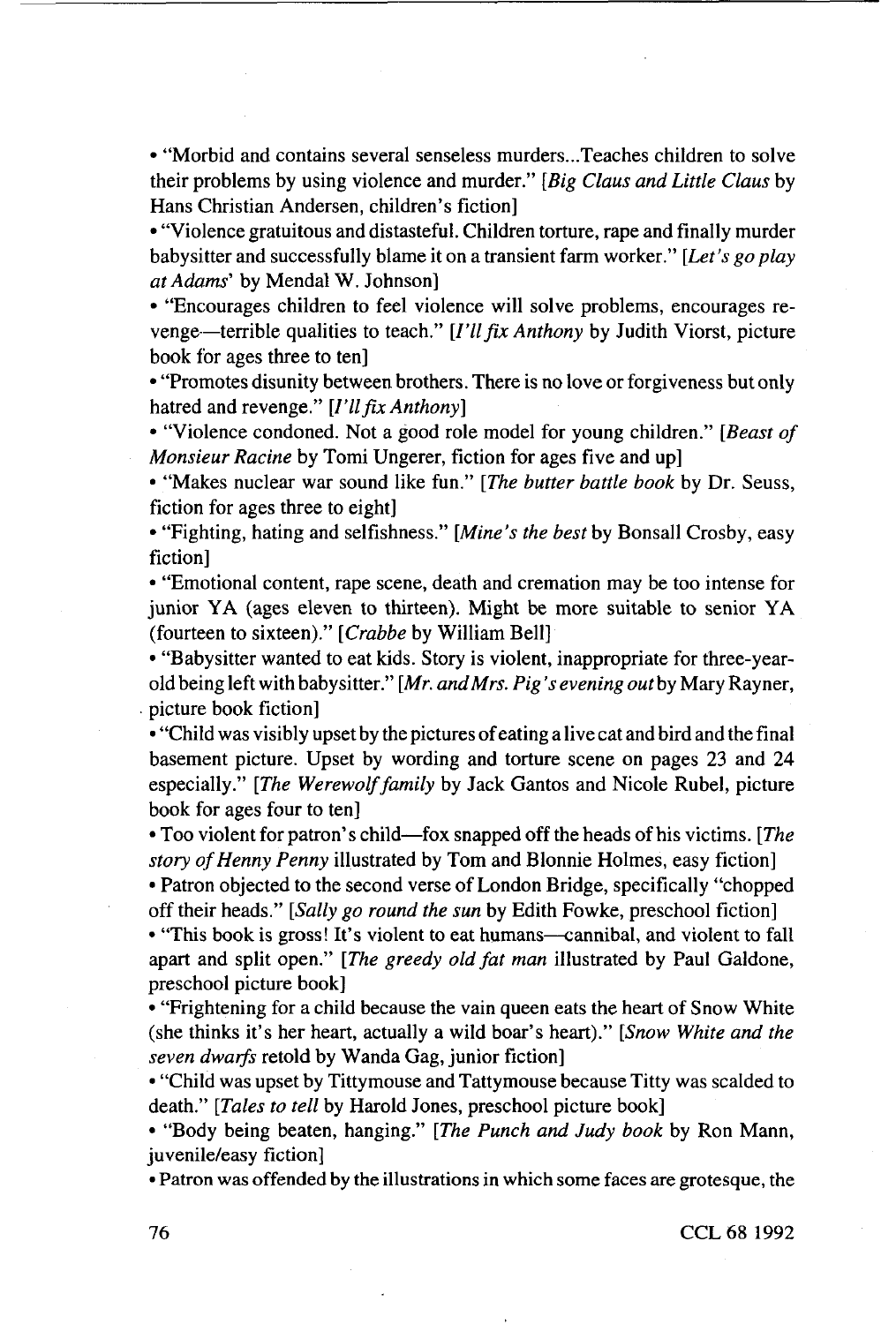- "Morbid and contains several senseless murders...Teaches children to solve their problems by using violence and murder." [*Big Claus and Little Claus* by Hans Christian Andersen, children's fiction]
- "Violence gratuitous and distasteful. Children torture, rape and finally murder babysitter and successfully blame it on a transient farm worker." [*Let's go play at Adams'* by Mendal W. Johnson]
- "Encourages children to feel violence will solve problems, encourages revenge—terrible qualities to teach." [*I'll fix Anthony* by Judith Viorst, picture book for ages three to ten]
- "Promotes disunity between brothers. There is no love or forgiveness but only hatred and revenge." [*I'll fix Anthony*]
- "Violence condoned. Not a good role model for young children." [*Beast of Monsieur Racine* by Tomi Ungerer, fiction for ages five and up]
- "Makes nuclear war sound like fun." [*The butter battle book* by Dr. Seuss, fiction for ages three to eight]
- "Fighting, hating and selfishness." [*Mine's the best* by Bonsall Crosby, easy fiction]
- "Emotional content, rape scene, death and cremation may be too intense for junior YA (ages eleven to thirteen). Might be more suitable to senior YA (fourteen to sixteen)." [*Crabbe* by William Bell]
- "Babysitter wanted to eat kids. Story is violent, inappropriate for three-year-old being left with babysitter." [*Mr. and Mrs. Pig's evening out* by Mary Rayner, picture book fiction]
- "Child was visibly upset by the pictures of eating a live cat and bird and the final basement picture. Upset by wording and torture scene on pages 23 and 24 especially." [*The Werewolf family* by Jack Gantos and Nicole Rubel, picture book for ages four to ten]
- Too violent for patron's child—fox snapped off the heads of his victims. [*The story of Henny Penny* illustrated by Tom and Blonnie Holmes, easy fiction]
- Patron objected to the second verse of London Bridge, specifically "chopped off their heads." [*Sally go round the sun* by Edith Fowke, preschool fiction]
- "This book is gross! It's violent to eat humans—cannibal, and violent to fall apart and split open." [*The greedy old fat man* illustrated by Paul Galdone, preschool picture book]
- "Frightening for a child because the vain queen eats the heart of Snow White (she thinks it's her heart, actually a wild boar's heart)." [*Snow White and the seven dwarfs* retold by Wanda Gag, junior fiction]
- "Child was upset by Tittymouse and Tattymouse because Titty was scalded to death." [*Tales to tell* by Harold Jones, preschool picture book]
- "Body being beaten, hanging." [*The Punch and Judy book* by Ron Mann, juvenile/easy fiction]
- Patron was offended by the illustrations in which some faces are grotesque, the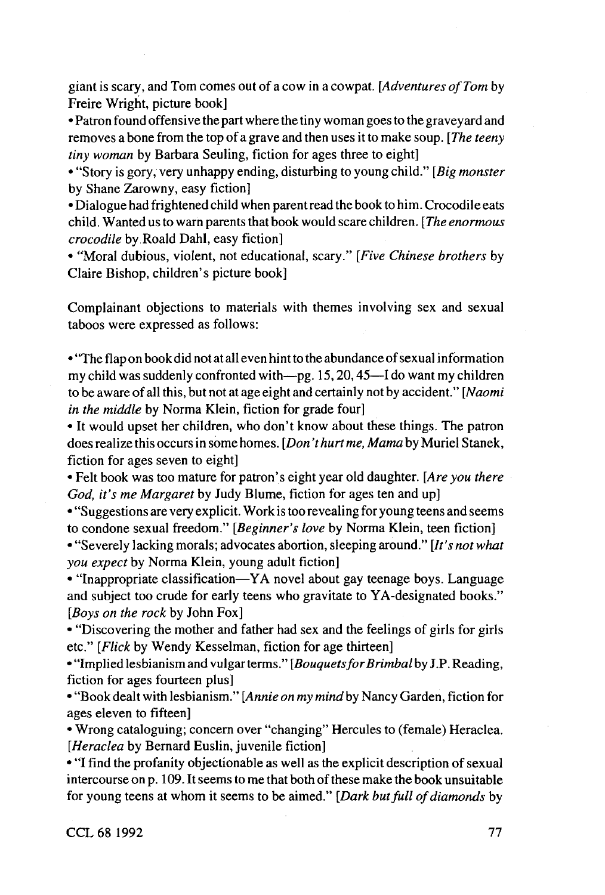giant is scary, and Tom comes out of a cow in a cowpat. [*Adventures of Tom* by Freire Wright, picture book]

- Patron found offensive the part where the tiny woman goes to the graveyard and removes a bone from the top of a grave and then uses it to make soup. [*The teeny tiny woman* by Barbara Seuling, fiction for ages three to eight]
- "Story is gory, very unhappy ending, disturbing to young child." [*Big monster* by Shane Zarowny, easy fiction]
- Dialogue had frightened child when parent read the book to him. Crocodile eats child. Wanted us to warn parents that book would scare children. [*The enormous crocodile* by Roald Dahl, easy fiction]
- "Moral dubious, violent, not educational, scary." [*Five Chinese brothers* by Claire Bishop, children's picture book]

Complainant objections to materials with themes involving sex and sexual taboos were expressed as follows:

- "The flap on book did not at all even hint to the abundance of sexual information my child was suddenly confronted with—pg. 15, 20, 45—I do want my children to be aware of all this, but not at age eight and certainly not by accident." [*Naomi in the middle* by Norma Klein, fiction for grade four]
- It would upset her children, who don't know about these things. The patron does realize this occurs in some homes. [*Don't hurt me, Mama* by Muriel Stanek, fiction for ages seven to eight]
- Felt book was too mature for patron's eight year old daughter. [*Are you there God, it's me Margaret* by Judy Blume, fiction for ages ten and up]
- "Suggestions are very explicit. Work is too revealing for young teens and seems to condone sexual freedom." [*Beginner's love* by Norma Klein, teen fiction]
- "Severely lacking morals; advocates abortion, sleeping around." [*It's not what you expect* by Norma Klein, young adult fiction]
- "Inappropriate classification—YA novel about gay teenage boys. Language and subject too crude for early teens who gravitate to YA-designated books." [*Boys on the rock* by John Fox]
- "Discovering the mother and father had sex and the feelings of girls for girls etc." [*Flick* by Wendy Kesselman, fiction for age thirteen]
- "Implied lesbianism and vulgar terms." [*Bouquets for Brimbal* by J.P. Reading, fiction for ages fourteen plus]
- "Book dealt with lesbianism." [*Annie on my mind* by Nancy Garden, fiction for ages eleven to fifteen]
- Wrong cataloguing; concern over "changing" Hercules to (female) Heraclea. [*Heraclea* by Bernard Euslin, juvenile fiction]
- "I find the profanity objectionable as well as the explicit description of sexual intercourse on p. 109. It seems to me that both of these make the book unsuitable for young teens at whom it seems to be aimed." [*Dark but full of diamonds* by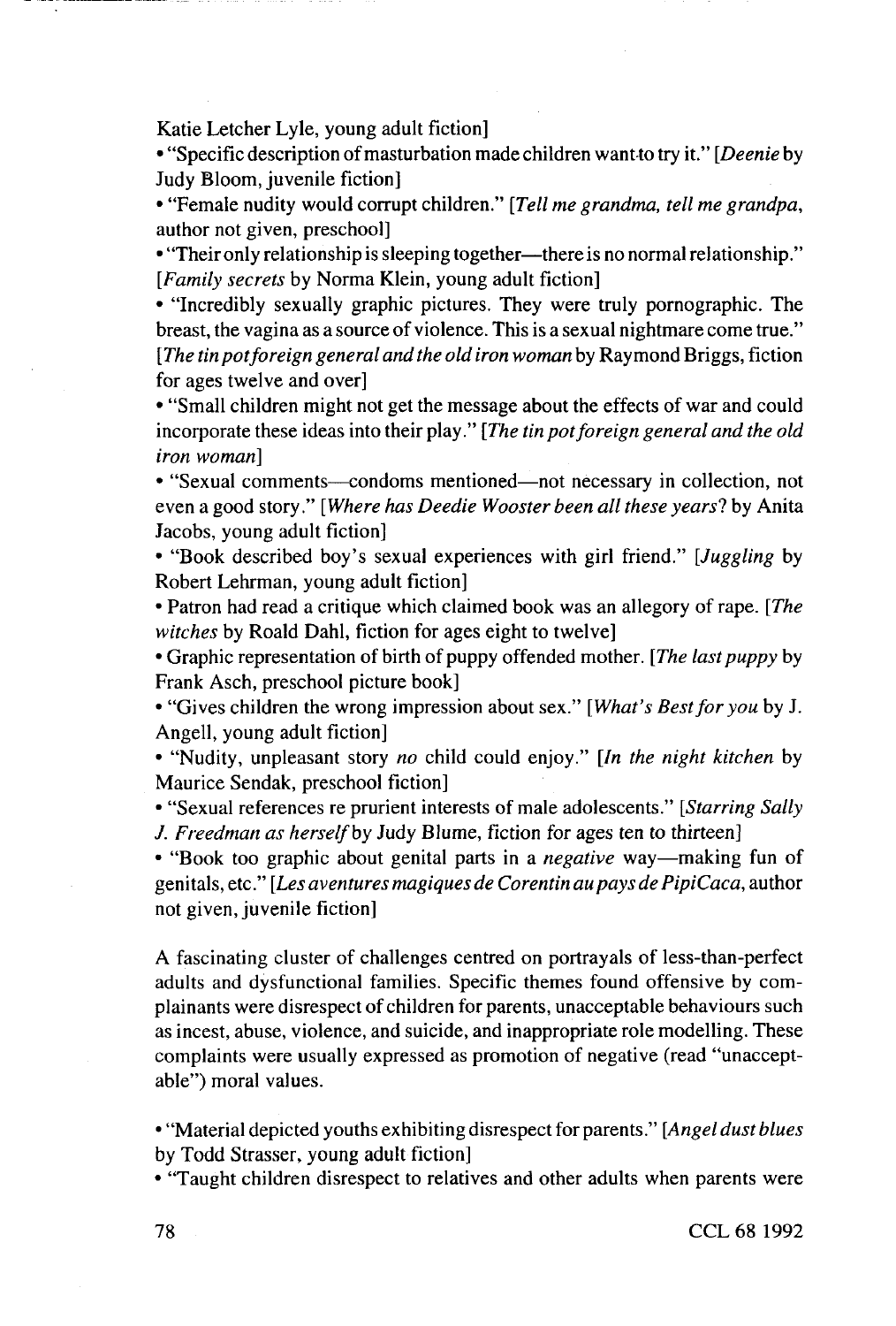Katie Letcher Lyle, young adult fiction]

• "Specific description of masturbation made children want to try it." [*Deenie* by Judy Bloom, juvenile fiction]

• "Female nudity would corrupt children." [*Tell me grandma, tell me grandpa*, author not given, preschool]

• "Their only relationship is sleeping together—there is no normal relationship." [*Family secrets* by Norma Klein, young adult fiction]

• "Incredibly sexually graphic pictures. They were truly pornographic. The breast, the vagina as a source of violence. This is a sexual nightmare come true." [*The tin pot foreign general and the old iron woman* by Raymond Briggs, fiction for ages twelve and over]

• "Small children might not get the message about the effects of war and could incorporate these ideas into their play." [*The tin pot foreign general and the old iron woman*]

• "Sexual comments—condoms mentioned—not necessary in collection, not even a good story." [*Where has Deedie Wooster been all these years?* by Anita Jacobs, young adult fiction]

• "Book described boy's sexual experiences with girl friend." [*Juggling* by Robert Lehrman, young adult fiction]

• Patron had read a critique which claimed book was an allegory of rape. [*The witches* by Roald Dahl, fiction for ages eight to twelve]

• Graphic representation of birth of puppy offended mother. [*The last puppy* by Frank Asch, preschool picture book]

• "Gives children the wrong impression about sex." [*What's Best for you* by J. Angell, young adult fiction]

• "Nudity, unpleasant story *no* child could enjoy." [*In the night kitchen* by Maurice Sendak, preschool fiction]

• "Sexual references re prurient interests of male adolescents." [*Starring Sally J. Freedman as herself* by Judy Blume, fiction for ages ten to thirteen]

• "Book too graphic about genital parts in a *negative* way—making fun of genitals, etc." [*Les aventures magiques de Corentin au pays de PipiCaca*, author not given, juvenile fiction]

A fascinating cluster of challenges centred on portrayals of less-than-perfect adults and dysfunctional families. Specific themes found offensive by complainants were disrespect of children for parents, unacceptable behaviours such as incest, abuse, violence, and suicide, and inappropriate role modelling. These complaints were usually expressed as promotion of negative (read "unacceptable") moral values.

• "Material depicted youths exhibiting disrespect for parents." [*Angel dust blues* by Todd Strasser, young adult fiction]

• "Taught children disrespect to relatives and other adults when parents were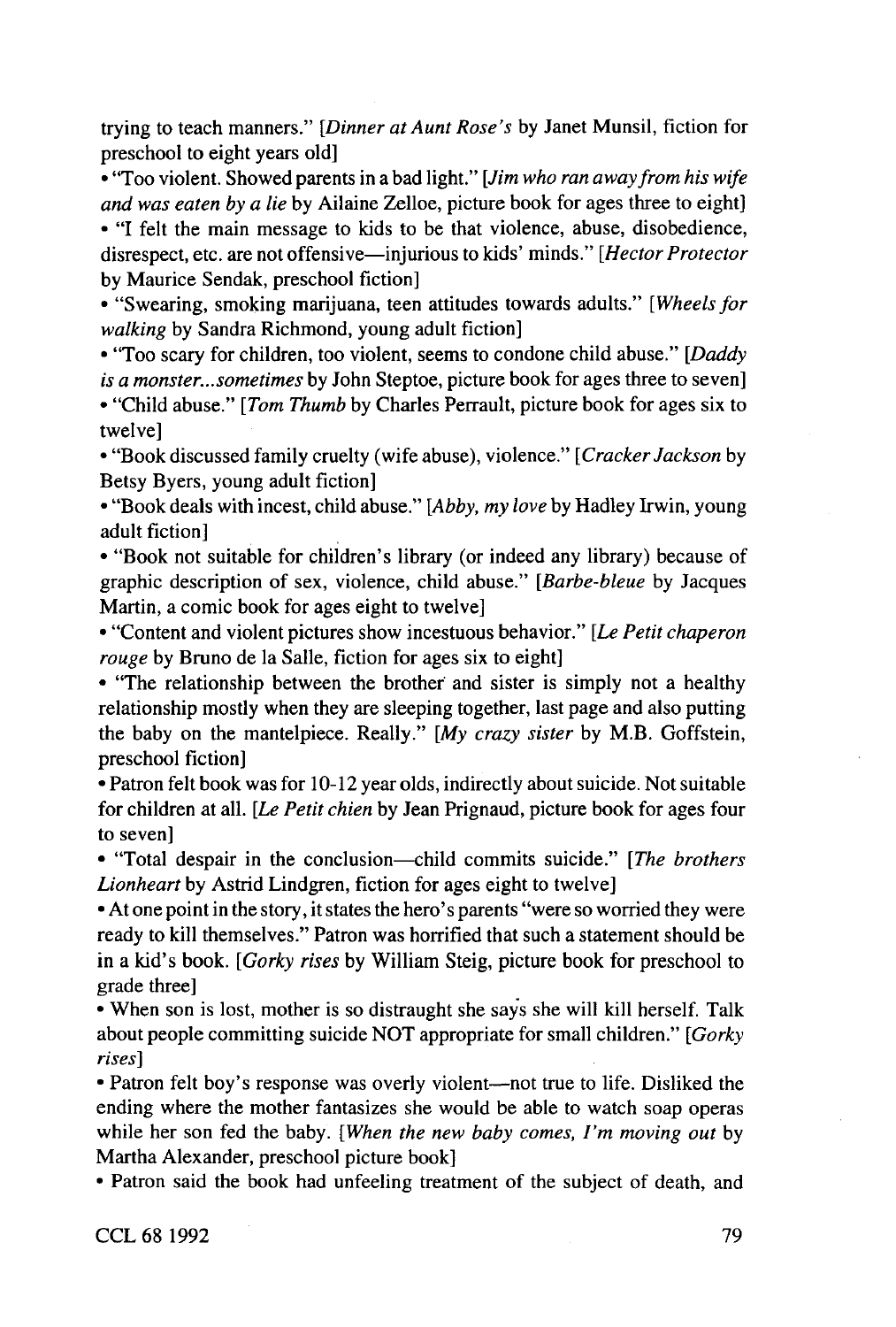trying to teach manners." [*Dinner at Aunt Rose's* by Janet Munsil, fiction for preschool to eight years old]

- "Too violent. Showed parents in a bad light." [*Jim who ran away from his wife and was eaten by a lie* by Ailaine Zelloe, picture book for ages three to eight]
- "I felt the main message to kids to be that violence, abuse, disobedience, disrespect, etc. are not offensive—injurious to kids' minds." [*Hector Protector* by Maurice Sendak, preschool fiction]
- "Swearing, smoking marijuana, teen attitudes towards adults." [*Wheels for walking* by Sandra Richmond, young adult fiction]
- "Too scary for children, too violent, seems to condone child abuse." [*Daddy is a monster...sometimes* by John Steptoe, picture book for ages three to seven]
- "Child abuse." [*Tom Thumb* by Charles Perrault, picture book for ages six to twelve]
- "Book discussed family cruelty (wife abuse), violence." [*Cracker Jackson* by Betsy Byers, young adult fiction]
- "Book deals with incest, child abuse." [*Abby, my love* by Hadley Irwin, young adult fiction]
- "Book not suitable for children's library (or indeed any library) because of graphic description of sex, violence, child abuse." [*Barbe-bleue* by Jacques Martin, a comic book for ages eight to twelve]
- "Content and violent pictures show incestuous behavior." [*Le Petit chaperon rouge* by Bruno de la Salle, fiction for ages six to eight]
- "The relationship between the brother and sister is simply not a healthy relationship mostly when they are sleeping together, last page and also putting the baby on the mantelpiece. Really." [*My crazy sister* by M.B. Goffstein, preschool fiction]
- Patron felt book was for 10-12 year olds, indirectly about suicide. Not suitable for children at all. [*Le Petit chien* by Jean Prignaud, picture book for ages four to seven]
- "Total despair in the conclusion—child commits suicide." [*The brothers Lionheart* by Astrid Lindgren, fiction for ages eight to twelve]
- At one point in the story, it states the hero's parents "were so worried they were ready to kill themselves." Patron was horrified that such a statement should be in a kid's book. [*Gorky rises* by William Steig, picture book for preschool to grade three]
- When son is lost, mother is so distraught she says she will kill herself. Talk about people committing suicide NOT appropriate for small children." [*Gorky rises*]
- Patron felt boy's response was overly violent—not true to life. Disliked the ending where the mother fantasizes she would be able to watch soap operas while her son fed the baby. [*When the new baby comes, I'm moving out* by Martha Alexander, preschool picture book]
- Patron said the book had unfeeling treatment of the subject of death, and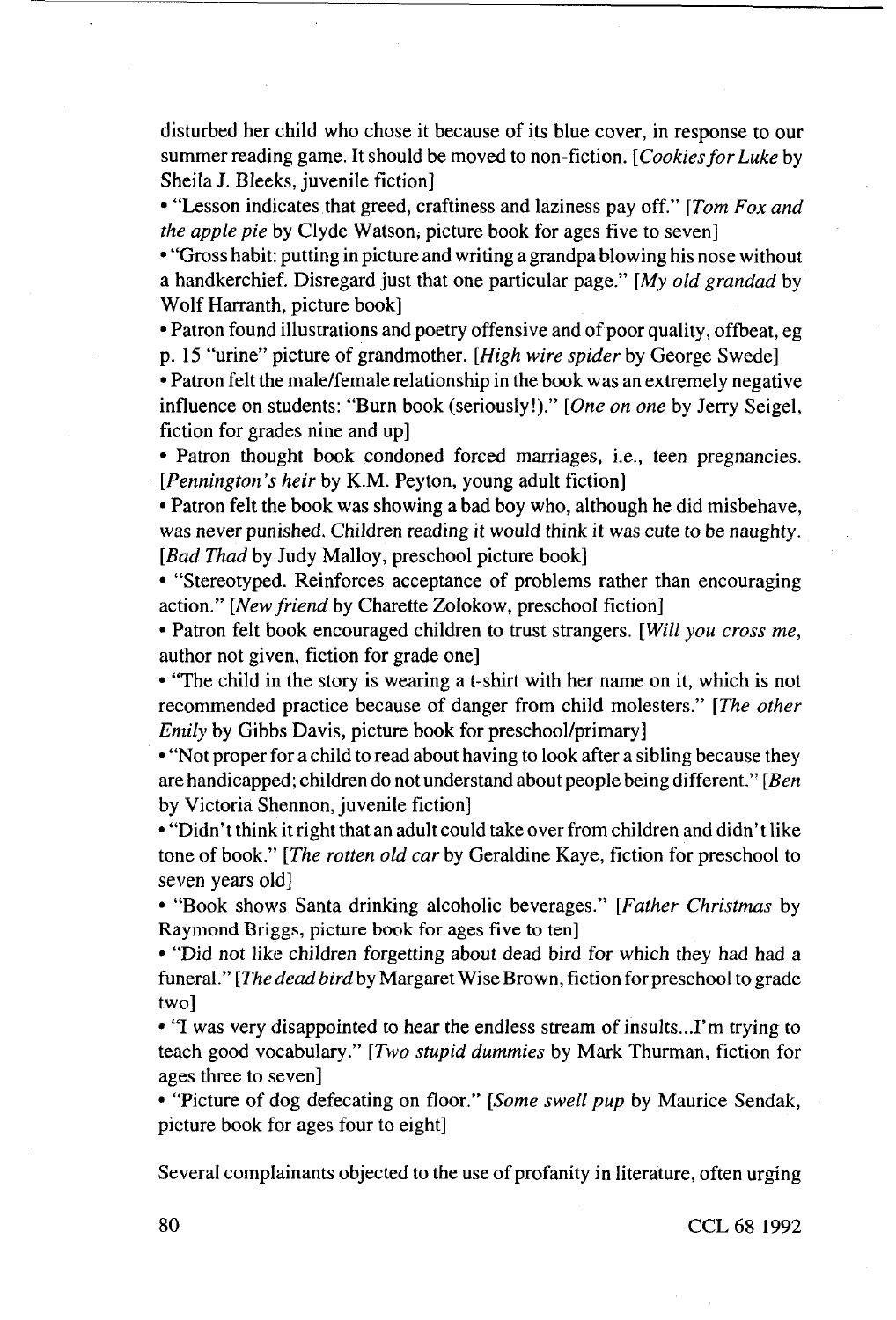disturbed her child who chose it because of its blue cover, in response to our summer reading game. It should be moved to non-fiction. [*Cookies for Luke* by Sheila J. Bleeks, juvenile fiction]

• "Lesson indicates that greed, craftiness and laziness pay off." [*Tom Fox and the apple pie* by Clyde Watson, picture book for ages five to seven]

• "Gross habit: putting in picture and writing a grandpa blowing his nose without a handkerchief. Disregard just that one particular page." [*My old grandad* by Wolf Harranth, picture book]

• Patron found illustrations and poetry offensive and of poor quality, offbeat, eg p. 15 "urine" picture of grandmother. [*High wire spider* by George Swede]

• Patron felt the male/female relationship in the book was an extremely negative influence on students: "Burn book (seriously!)." [*One on one* by Jerry Seigel, fiction for grades nine and up]

• Patron thought book condoned forced marriages, i.e., teen pregnancies. [*Pennington's heir* by K.M. Peyton, young adult fiction]

• Patron felt the book was showing a bad boy who, although he did misbehave, was never punished. Children reading it would think it was cute to be naughty. [*Bad Thad* by Judy Malloy, preschool picture book]

• "Stereotyped. Reinforces acceptance of problems rather than encouraging action." [*New friend* by Charette Zolokow, preschool fiction]

• Patron felt book encouraged children to trust strangers. [*Will you cross me*, author not given, fiction for grade one]

• "The child in the story is wearing a t-shirt with her name on it, which is not recommended practice because of danger from child molesters." [*The other Emily* by Gibbs Davis, picture book for preschool/primary]

• "Not proper for a child to read about having to look after a sibling because they are handicapped; children do not understand about people being different." [*Ben* by Victoria Shennon, juvenile fiction]

• "Didn't think it right that an adult could take over from children and didn't like tone of book." [*The rotten old car* by Geraldine Kaye, fiction for preschool to seven years old]

• "Book shows Santa drinking alcoholic beverages." [*Father Christmas* by Raymond Briggs, picture book for ages five to ten]

• "Did not like children forgetting about dead bird for which they had had a funeral." [*The dead bird* by Margaret Wise Brown, fiction for preschool to grade two]

• "I was very disappointed to hear the endless stream of insults...I'm trying to teach good vocabulary." [*Two stupid dummies* by Mark Thurman, fiction for ages three to seven]

• "Picture of dog defecating on floor." [*Some swell pup* by Maurice Sendak, picture book for ages four to eight]

Several complainants objected to the use of profanity in literature, often urging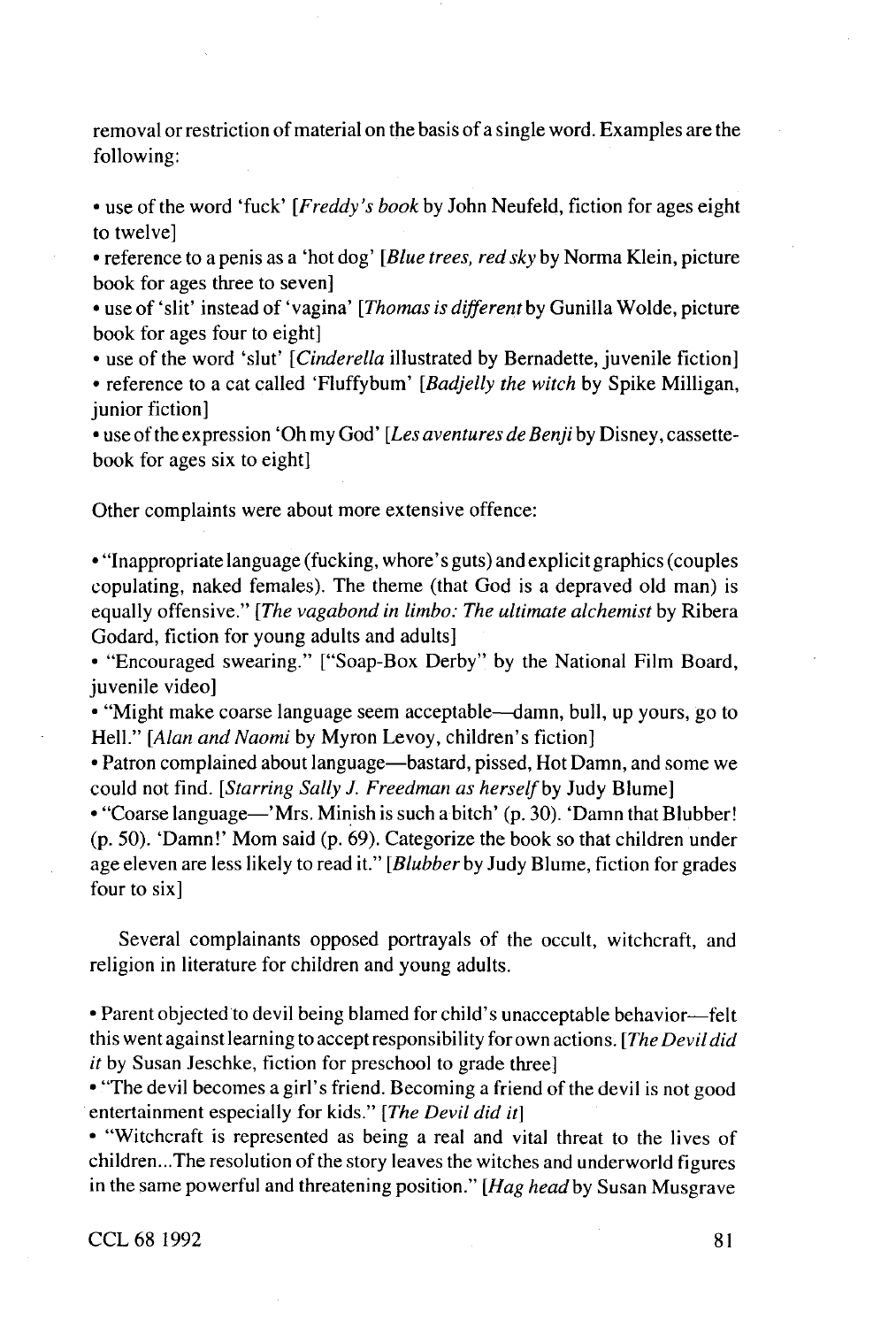removal or restriction of material on the basis of a single word. Examples are the following:

- use of the word 'fuck' [*Freddy's book* by John Neufeld, fiction for ages eight to twelve]
- reference to a penis as a 'hot dog' [*Blue trees, red sky* by Norma Klein, picture book for ages three to seven]
- use of 'slit' instead of 'vagina' [*Thomas is different* by Gunilla Wolde, picture book for ages four to eight]
- use of the word 'slut' [*Cinderella* illustrated by Bernadette, juvenile fiction]
- reference to a cat called 'Fluffybum' [*Badjelly the witch* by Spike Milligan, junior fiction]
- use of the expression 'Oh my God' [*Les aventures de Benji* by Disney, cassette-book for ages six to eight]

Other complaints were about more extensive offence:

- "Inappropriate language (fucking, whore's guts) and explicit graphics (couples copulating, naked females). The theme (that God is a depraved old man) is equally offensive." [*The vagabond in limbo: The ultimate alchemist* by Ribera Godard, fiction for young adults and adults]
- "Encouraged swearing." ["Soap-Box Derby" by the National Film Board, juvenile video]
- "Might make coarse language seem acceptable—damn, bull, up yours, go to Hell." [*Alan and Naomi* by Myron Levoy, children's fiction]
- Patron complained about language—bastard, pissed, Hot Damn, and some we could not find. [*Starring Sally J. Freedman as herself* by Judy Blume]
- "Coarse language—'Mrs. Minish is such a bitch' (p. 30). 'Damn that Blubber! (p. 50). 'Damn!' Mom said (p. 69). Categorize the book so that children under age eleven are less likely to read it." [*Blubber* by Judy Blume, fiction for grades four to six]

Several complainants opposed portrayals of the occult, witchcraft, and religion in literature for children and young adults.

- Parent objected to devil being blamed for child's unacceptable behavior—felt this went against learning to accept responsibility for own actions. [*The Devil did it* by Susan Jeschke, fiction for preschool to grade three]
- "The devil becomes a girl's friend. Becoming a friend of the devil is not good entertainment especially for kids." [*The Devil did it*]
- "Witchcraft is represented as being a real and vital threat to the lives of children...The resolution of the story leaves the witches and underworld figures in the same powerful and threatening position." [*Hag head* by Susan Musgrave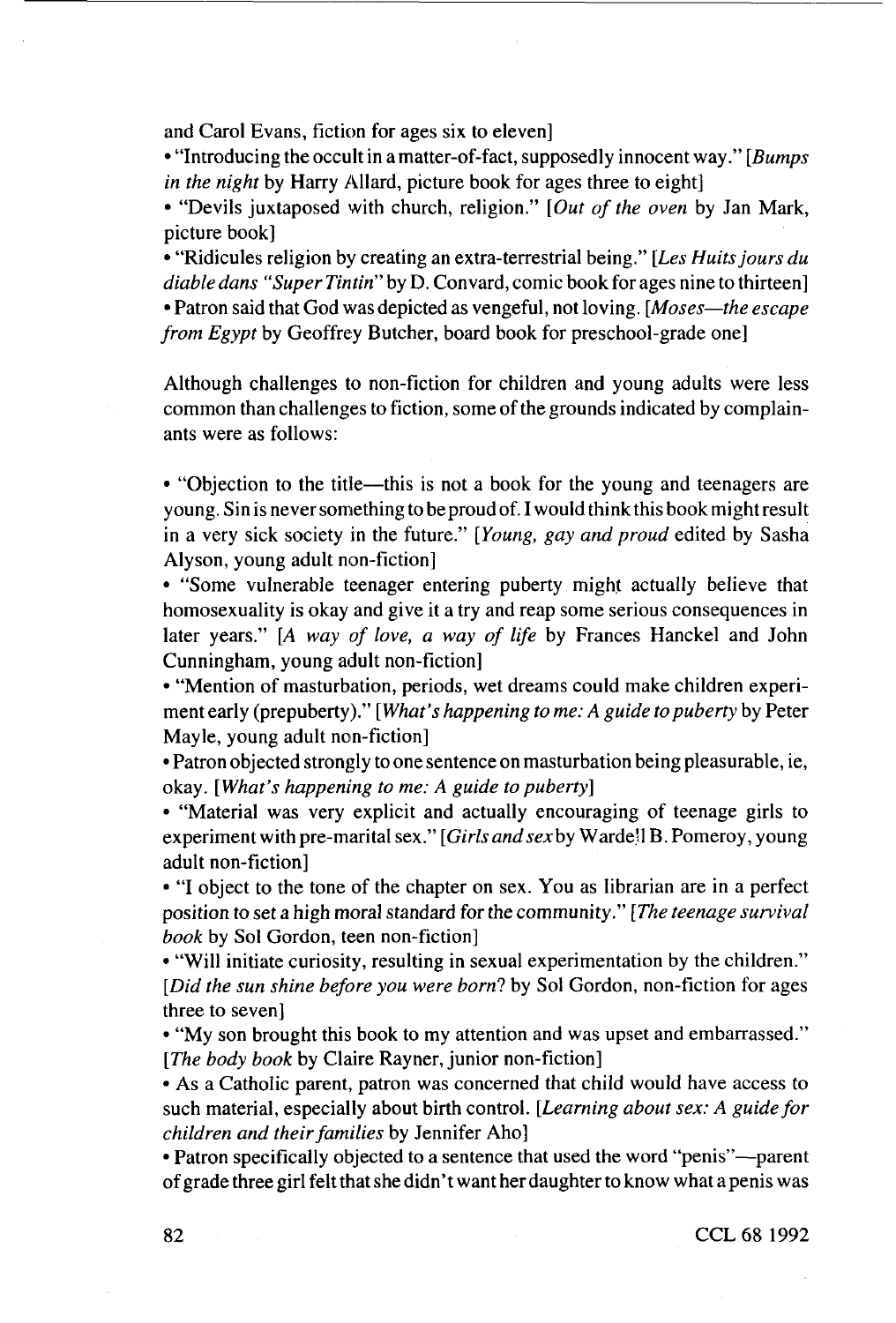and Carol Evans, fiction for ages six to eleven]

- "Introducing the occult in a matter-of-fact, supposedly innocent way." [*Bumps in the night* by Harry Allard, picture book for ages three to eight]
- "Devils juxtaposed with church, religion." [*Out of the oven* by Jan Mark, picture book]
- "Ridicules religion by creating an extra-terrestrial being." [*Les Huits jours du diable dans "Super Tintin"* by D. Convard, comic book for ages nine to thirteen]
- Patron said that God was depicted as vengeful, not loving. [*Moses—the escape from Egypt* by Geoffrey Butcher, board book for preschool-grade one]

Although challenges to non-fiction for children and young adults were less common than challenges to fiction, some of the grounds indicated by complainants were as follows:

- "Objection to the title—this is not a book for the young and teenagers are young. Sin is never something to be proud of. I would think this book might result in a very sick society in the future." [*Young, gay and proud* edited by Sasha Alyson, young adult non-fiction]
- "Some vulnerable teenager entering puberty might actually believe that homosexuality is okay and give it a try and reap some serious consequences in later years." [*A way of love, a way of life* by Frances Hanckel and John Cunningham, young adult non-fiction]
- "Mention of masturbation, periods, wet dreams could make children experiment early (prepuberty)." [*What's happening to me: A guide to puberty* by Peter Mayle, young adult non-fiction]
- Patron objected strongly to one sentence on masturbation being pleasurable, ie, okay. [*What's happening to me: A guide to puberty*]
- "Material was very explicit and actually encouraging of teenage girls to experiment with pre-marital sex." [*Girls and sex* by Wardell B. Pomeroy, young adult non-fiction]
- "I object to the tone of the chapter on sex. You as librarian are in a perfect position to set a high moral standard for the community." [*The teenage survival book* by Sol Gordon, teen non-fiction]
- "Will initiate curiosity, resulting in sexual experimentation by the children." [*Did the sun shine before you were born?* by Sol Gordon, non-fiction for ages three to seven]
- "My son brought this book to my attention and was upset and embarrassed." [*The body book* by Claire Rayner, junior non-fiction]
- As a Catholic parent, patron was concerned that child would have access to such material, especially about birth control. [*Learning about sex: A guide for children and their families* by Jennifer Aho]
- Patron specifically objected to a sentence that used the word "penis"—parent of grade three girl felt that she didn't want her daughter to know what a penis was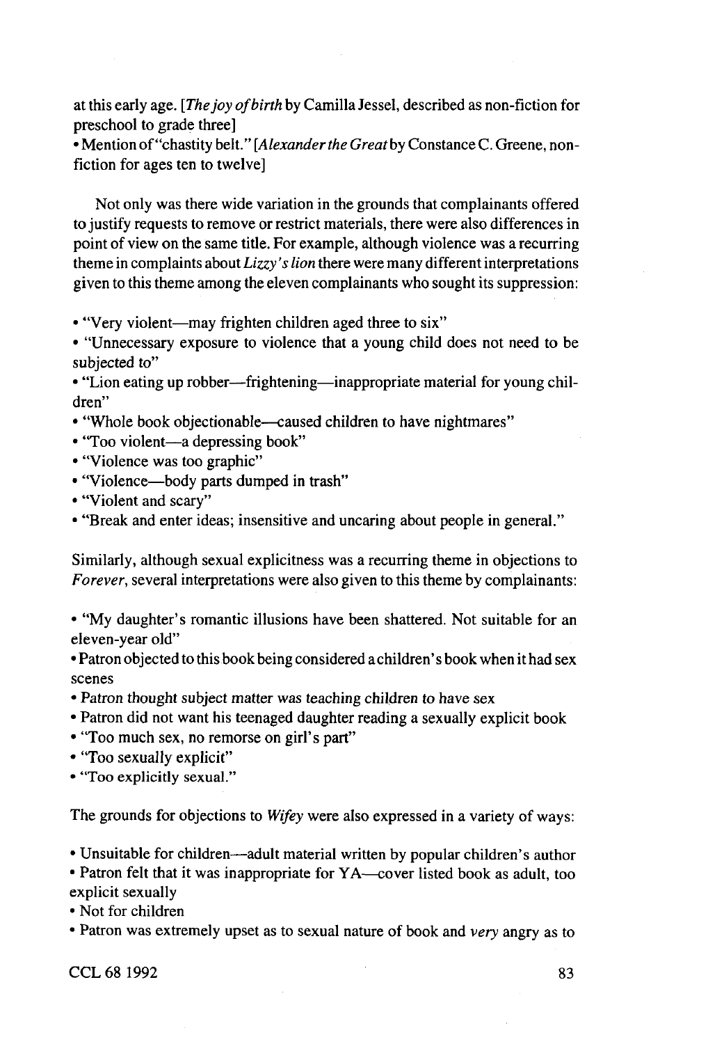at this early age. [*The joy of birth* by Camilla Jessel, described as non-fiction for preschool to grade three]

• Mention of "chastity belt." [*Alexander the Great* by Constance C. Greene, non-fiction for ages ten to twelve]

Not only was there wide variation in the grounds that complainants offered to justify requests to remove or restrict materials, there were also differences in point of view on the same title. For example, although violence was a recurring theme in complaints about *Lizzy's lion* there were many different interpretations given to this theme among the eleven complainants who sought its suppression:

• "Very violent—may frighten children aged three to six"
• "Unnecessary exposure to violence that a young child does not need to be subjected to"
• "Lion eating up robber—frightening—inappropriate material for young children"
• "Whole book objectionable—caused children to have nightmares"
• "Too violent—a depressing book"
• "Violence was too graphic"
• "Violence—body parts dumped in trash"
• "Violent and scary"
• "Break and enter ideas; insensitive and uncaring about people in general."

Similarly, although sexual explicitness was a recurring theme in objections to *Forever*, several interpretations were also given to this theme by complainants:

• "My daughter's romantic illusions have been shattered. Not suitable for an eleven-year old"
• Patron objected to this book being considered a children's book when it had sex scenes
• Patron thought subject matter was teaching children to have sex
• Patron did not want his teenaged daughter reading a sexually explicit book
• "Too much sex, no remorse on girl's part"
• "Too sexually explicit"
• "Too explicitly sexual."

The grounds for objections to *Wifey* were also expressed in a variety of ways:

• Unsuitable for children—adult material written by popular children's author
• Patron felt that it was inappropriate for YA—cover listed book as adult, too explicit sexually
• Not for children
• Patron was extremely upset as to sexual nature of book and *very* angry as to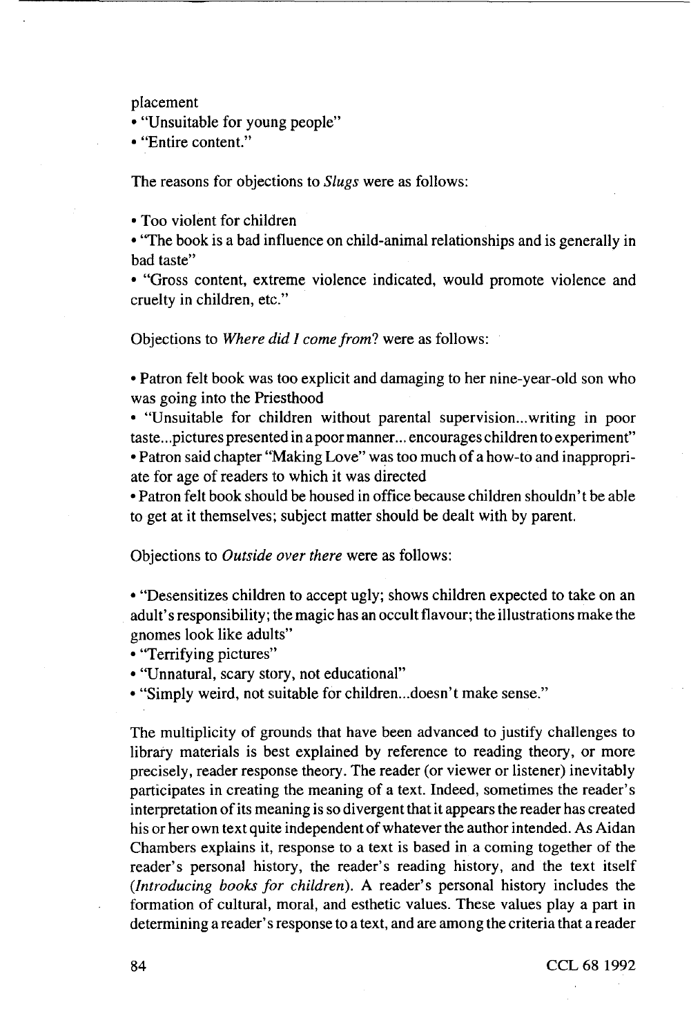placement
- "Unsuitable for young people"
- "Entire content."

The reasons for objections to *Slugs* were as follows:

- Too violent for children
- "The book is a bad influence on child-animal relationships and is generally in bad taste"
- "Gross content, extreme violence indicated, would promote violence and cruelty in children, etc."

Objections to *Where did I come from*? were as follows:

- Patron felt book was too explicit and damaging to her nine-year-old son who was going into the Priesthood
- "Unsuitable for children without parental supervision...writing in poor taste...pictures presented in a poor manner... encourages children to experiment"
- Patron said chapter "Making Love" was too much of a how-to and inappropriate for age of readers to which it was directed
- Patron felt book should be housed in office because children shouldn't be able to get at it themselves; subject matter should be dealt with by parent.

Objections to *Outside over there* were as follows:

- "Desensitizes children to accept ugly; shows children expected to take on an adult's responsibility; the magic has an occult flavour; the illustrations make the gnomes look like adults"
- "Terrifying pictures"
- "Unnatural, scary story, not educational"
- "Simply weird, not suitable for children...doesn't make sense."

The multiplicity of grounds that have been advanced to justify challenges to library materials is best explained by reference to reading theory, or more precisely, reader response theory. The reader (or viewer or listener) inevitably participates in creating the meaning of a text. Indeed, sometimes the reader's interpretation of its meaning is so divergent that it appears the reader has created his or her own text quite independent of whatever the author intended. As Aidan Chambers explains it, response to a text is based in a coming together of the reader's personal history, the reader's reading history, and the text itself (*Introducing books for children*). A reader's personal history includes the formation of cultural, moral, and esthetic values. These values play a part in determining a reader's response to a text, and are among the criteria that a reader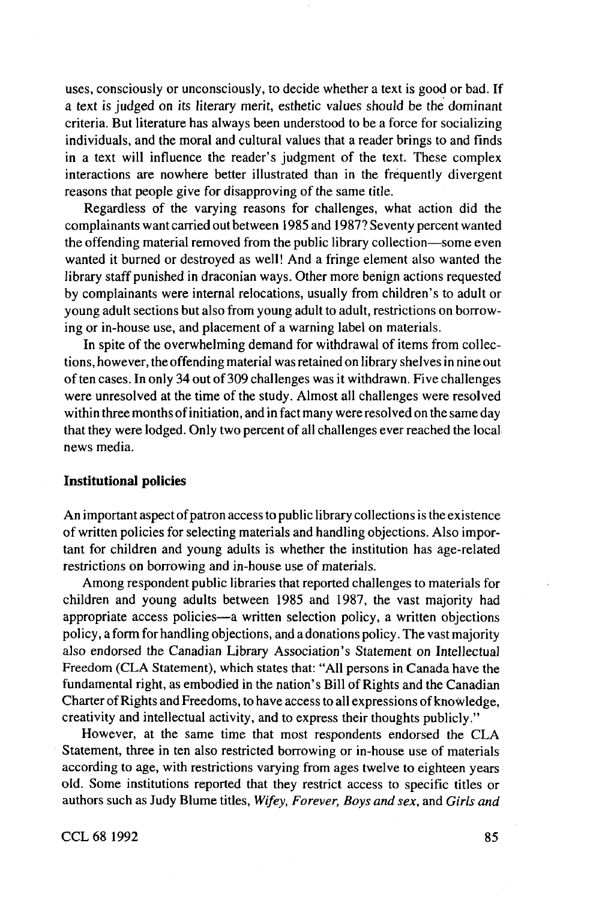uses, consciously or unconsciously, to decide whether a text is good or bad. If a text is judged on its literary merit, esthetic values should be the dominant criteria. But literature has always been understood to be a force for socializing individuals, and the moral and cultural values that a reader brings to and finds in a text will influence the reader's judgment of the text. These complex interactions are nowhere better illustrated than in the frequently divergent reasons that people give for disapproving of the same title.

Regardless of the varying reasons for challenges, what action did the complainants want carried out between 1985 and 1987? Seventy percent wanted the offending material removed from the public library collection—some even wanted it burned or destroyed as well! And a fringe element also wanted the library staff punished in draconian ways. Other more benign actions requested by complainants were internal relocations, usually from children's to adult or young adult sections but also from young adult to adult, restrictions on borrowing or in-house use, and placement of a warning label on materials.

In spite of the overwhelming demand for withdrawal of items from collections, however, the offending material was retained on library shelves in nine out of ten cases. In only 34 out of 309 challenges was it withdrawn. Five challenges were unresolved at the time of the study. Almost all challenges were resolved within three months of initiation, and in fact many were resolved on the same day that they were lodged. Only two percent of all challenges ever reached the local news media.

### Institutional policies

An important aspect of patron access to public library collections is the existence of written policies for selecting materials and handling objections. Also important for children and young adults is whether the institution has age-related restrictions on borrowing and in-house use of materials.

Among respondent public libraries that reported challenges to materials for children and young adults between 1985 and 1987, the vast majority had appropriate access policies—a written selection policy, a written objections policy, a form for handling objections, and a donations policy. The vast majority also endorsed the Canadian Library Association's Statement on Intellectual Freedom (CLA Statement), which states that: "All persons in Canada have the fundamental right, as embodied in the nation's Bill of Rights and the Canadian Charter of Rights and Freedoms, to have access to all expressions of knowledge, creativity and intellectual activity, and to express their thoughts publicly."

However, at the same time that most respondents endorsed the CLA Statement, three in ten also restricted borrowing or in-house use of materials according to age, with restrictions varying from ages twelve to eighteen years old. Some institutions reported that they restrict access to specific titles or authors such as Judy Blume titles, *Wifey, Forever, Boys and sex*, and *Girls and*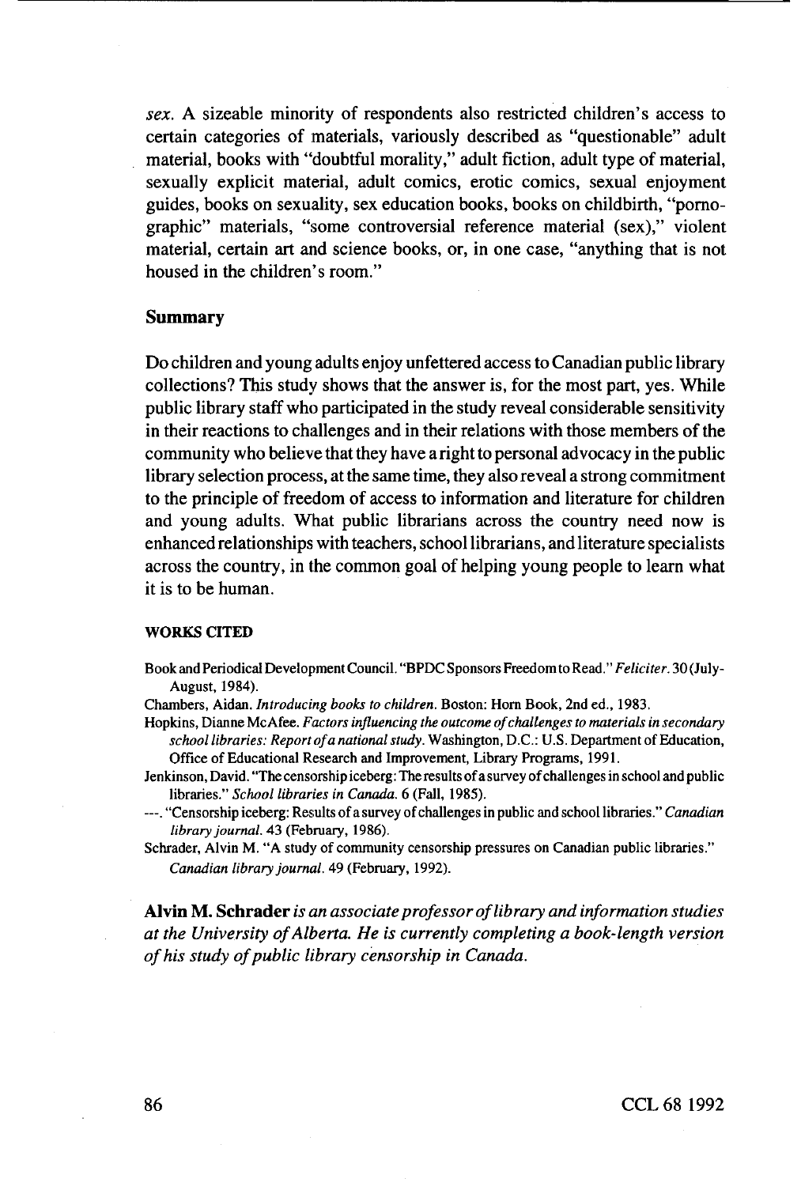*sex*. A sizeable minority of respondents also restricted children's access to certain categories of materials, variously described as "questionable" adult material, books with "doubtful morality," adult fiction, adult type of material, sexually explicit material, adult comics, erotic comics, sexual enjoyment guides, books on sexuality, sex education books, books on childbirth, "pornographic" materials, "some controversial reference material (sex)," violent material, certain art and science books, or, in one case, "anything that is not housed in the children's room."

## Summary

Do children and young adults enjoy unfettered access to Canadian public library collections? This study shows that the answer is, for the most part, yes. While public library staff who participated in the study reveal considerable sensitivity in their reactions to challenges and in their relations with those members of the community who believe that they have a right to personal advocacy in the public library selection process, at the same time, they also reveal a strong commitment to the principle of freedom of access to information and literature for children and young adults. What public librarians across the country need now is enhanced relationships with teachers, school librarians, and literature specialists across the country, in the common goal of helping young people to learn what it is to be human.

#### WORKS CITED

Book and Periodical Development Council. "BPDC Sponsors Freedom to Read." *Feliciter*. 30 (July-August, 1984).

Chambers, Aidan. *Introducing books to children*. Boston: Horn Book, 2nd ed., 1983.

Hopkins, Dianne McAfee. *Factors influencing the outcome of challenges to materials in secondary school libraries: Report of a national study*. Washington, D.C.: U.S. Department of Education, Office of Educational Research and Improvement, Library Programs, 1991.

Jenkinson, David. "The censorship iceberg: The results of a survey of challenges in school and public libraries." *School libraries in Canada*. 6 (Fall, 1985).

---. "Censorship iceberg: Results of a survey of challenges in public and school libraries." *Canadian library journal*. 43 (February, 1986).

Schrader, Alvin M. "A study of community censorship pressures on Canadian public libraries." *Canadian library journal*. 49 (February, 1992).

**Alvin M. Schrader** *is an associate professor of library and information studies at the University of Alberta. He is currently completing a book-length version of his study of public library censorship in Canada.*